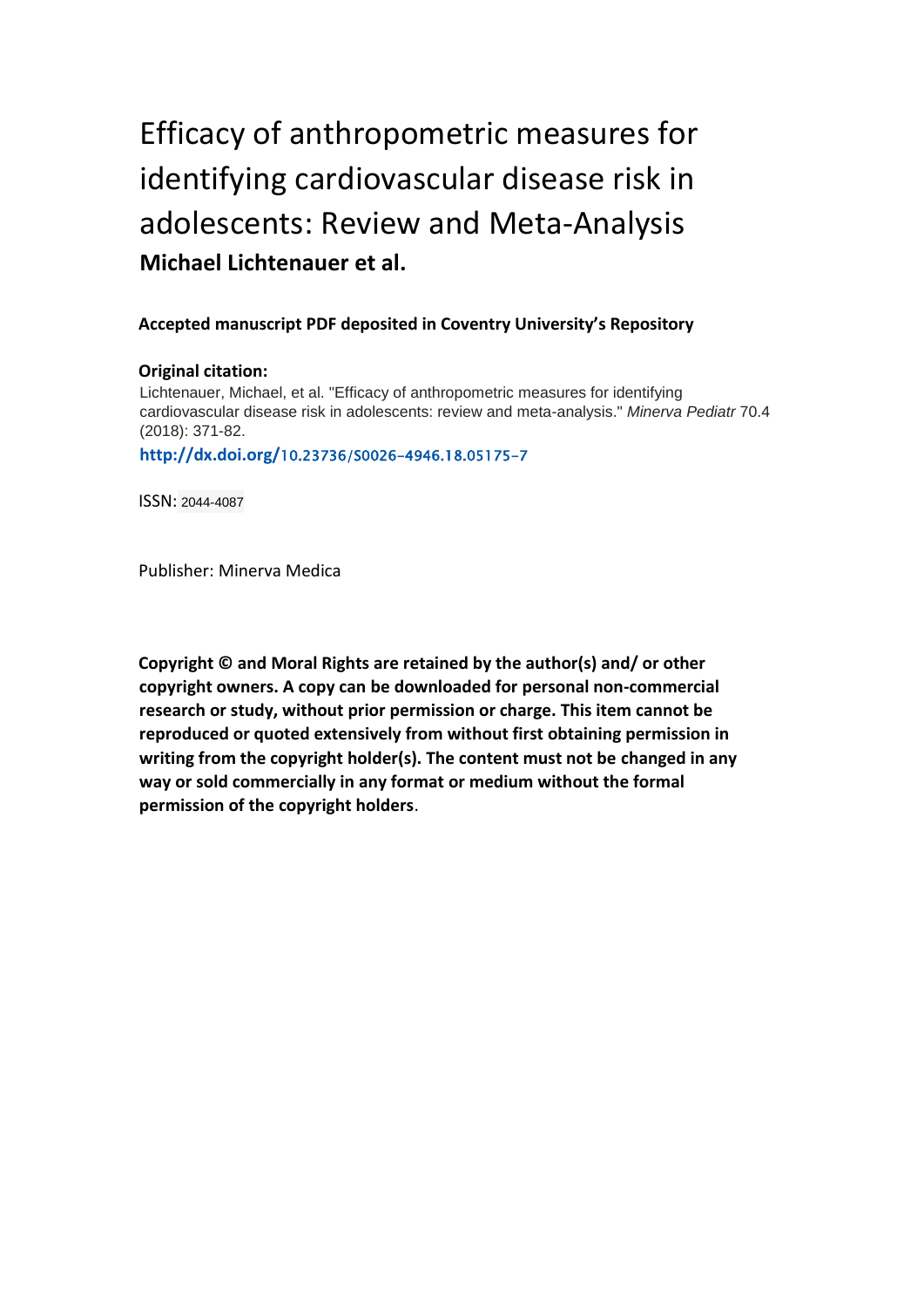# Efficacy of anthropometric measures for identifying cardiovascular disease risk in adolescents: Review and Meta-Analysis

**Michael Lichtenauer et al.**

**Accepted manuscript PDF deposited in Coventry University's Repository**

**Original citation:**

Lichtenauer, Michael, et al. "Efficacy of anthropometric measures for identifying cardiovascular disease risk in adolescents: review and meta-analysis." *Minerva Pediatr* 70.4 (2018): 371-82.

**http://dx.doi.org/**10.23736/S0026-4946.18.05175-7

ISSN: 2044-4087

Publisher: Minerva Medica

**Copyright © and Moral Rights are retained by the author(s) and/ or other copyright owners. A copy can be downloaded for personal non-commercial research or study, without prior permission or charge. This item cannot be reproduced or quoted extensively from without first obtaining permission in writing from the copyright holder(s). The content must not be changed in any way or sold commercially in any format or medium without the formal permission of the copyright holders**.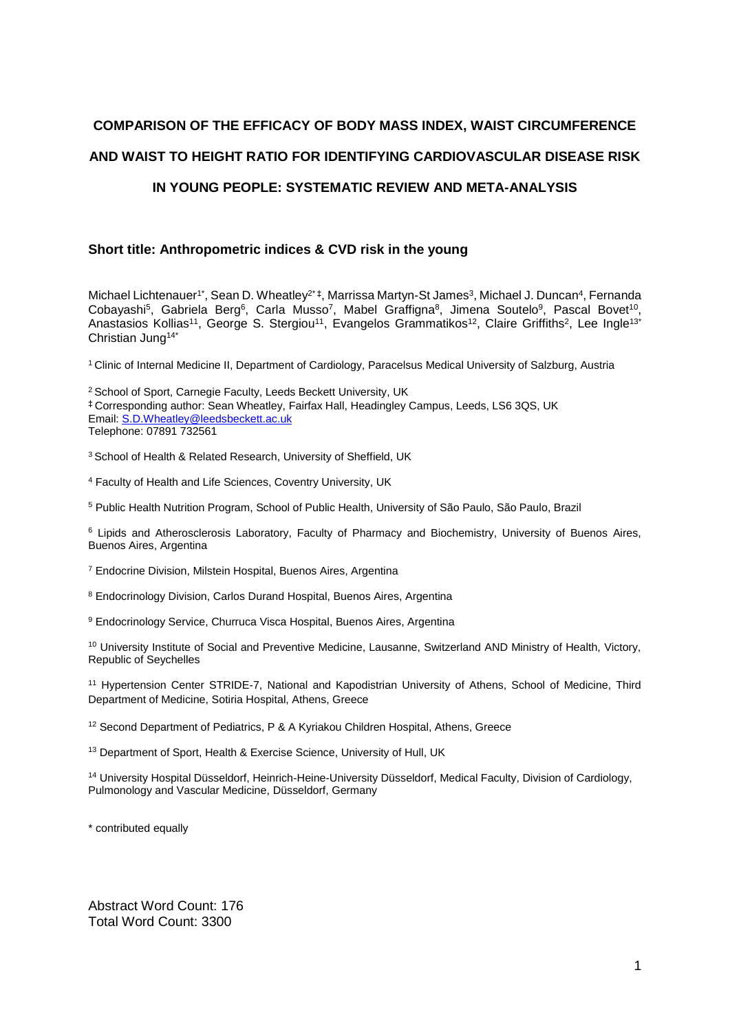# COMPARISON OF THE EFFICACY OF BODY MASS INDEX, WAIST CIRCUMFERENCE AND WAIST TO HEIGHT RATIO FOR IDENTIFYING CARDIOVASCULAR DISEASE RISK IN YOUNG PEOPLE: SYSTEMATIC REVIEW AND META-ANALYSIS

**Short title: Anthropometric indices & CVD risk in the young**

Michael Lichtenauer[1*], Sean D. Wheatley[2*‡], Marrissa Martyn-St James[3], Michael J. Duncan[4], Fernanda Cobayashi[5], Gabriela Berg[6], Carla Musso[7], Mabel Graffigna[8], Jimena Soutelo[9], Pascal Bovet[10], Anastasios Kollias[11], George S. Stergiou[11], Evangelos Grammatikos[12], Claire Griffiths[2], Lee Ingle[13*] Christian Jung[14*]

[1] Clinic of Internal Medicine II, Department of Cardiology, Paracelsus Medical University of Salzburg, Austria

[2] School of Sport, Carnegie Faculty, Leeds Beckett University, UK
‡ Corresponding author: Sean Wheatley, Fairfax Hall, Headingley Campus, Leeds, LS6 3QS, UK
Email: S.D.Wheatley@leedsbeckett.ac.uk
Telephone: 07891 732561

[3] School of Health & Related Research, University of Sheffield, UK

[4] Faculty of Health and Life Sciences, Coventry University, UK

[5] Public Health Nutrition Program, School of Public Health, University of São Paulo, São Paulo, Brazil

[6] Lipids and Atherosclerosis Laboratory, Faculty of Pharmacy and Biochemistry, University of Buenos Aires, Buenos Aires, Argentina

[7] Endocrine Division, Milstein Hospital, Buenos Aires, Argentina

[8] Endocrinology Division, Carlos Durand Hospital, Buenos Aires, Argentina

[9] Endocrinology Service, Churruca Visca Hospital, Buenos Aires, Argentina

[10] University Institute of Social and Preventive Medicine, Lausanne, Switzerland AND Ministry of Health, Victory, Republic of Seychelles

[11] Hypertension Center STRIDE-7, National and Kapodistrian University of Athens, School of Medicine, Third Department of Medicine, Sotiria Hospital, Athens, Greece

[12] Second Department of Pediatrics, P & A Kyriakou Children Hospital, Athens, Greece

[13] Department of Sport, Health & Exercise Science, University of Hull, UK

[14] University Hospital Düsseldorf, Heinrich-Heine-University Düsseldorf, Medical Faculty, Division of Cardiology, Pulmonology and Vascular Medicine, Düsseldorf, Germany

\* contributed equally

Abstract Word Count: 176
Total Word Count: 3300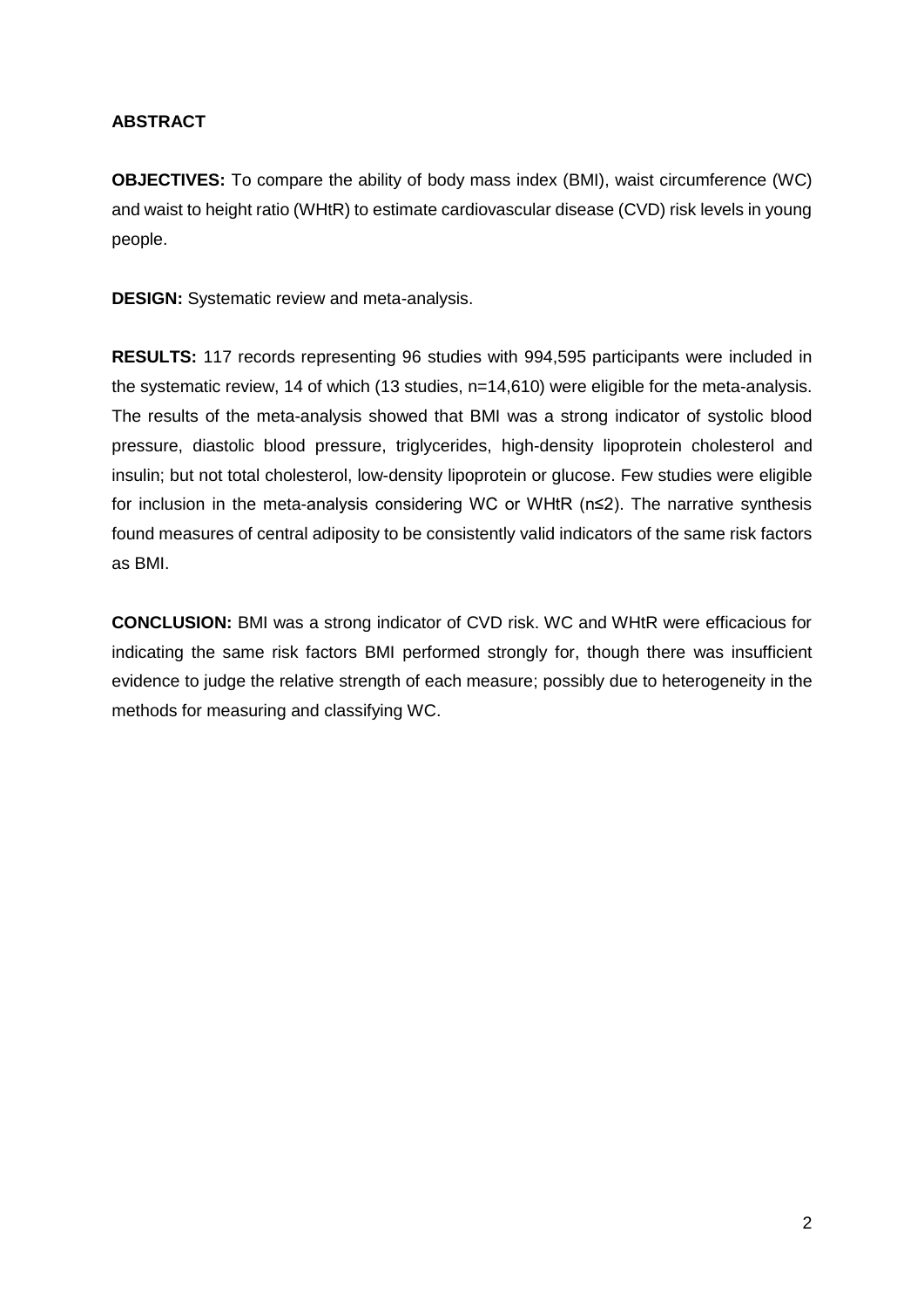## ABSTRACT

**OBJECTIVES:** To compare the ability of body mass index (BMI), waist circumference (WC) and waist to height ratio (WHtR) to estimate cardiovascular disease (CVD) risk levels in young people.

**DESIGN:** Systematic review and meta-analysis.

**RESULTS:** 117 records representing 96 studies with 994,595 participants were included in the systematic review, 14 of which (13 studies, n=14,610) were eligible for the meta-analysis. The results of the meta-analysis showed that BMI was a strong indicator of systolic blood pressure, diastolic blood pressure, triglycerides, high-density lipoprotein cholesterol and insulin; but not total cholesterol, low-density lipoprotein or glucose. Few studies were eligible for inclusion in the meta-analysis considering WC or WHtR ($n \leq 2$). The narrative synthesis found measures of central adiposity to be consistently valid indicators of the same risk factors as BMI.

**CONCLUSION:** BMI was a strong indicator of CVD risk. WC and WHtR were efficacious for indicating the same risk factors BMI performed strongly for, though there was insufficient evidence to judge the relative strength of each measure; possibly due to heterogeneity in the methods for measuring and classifying WC.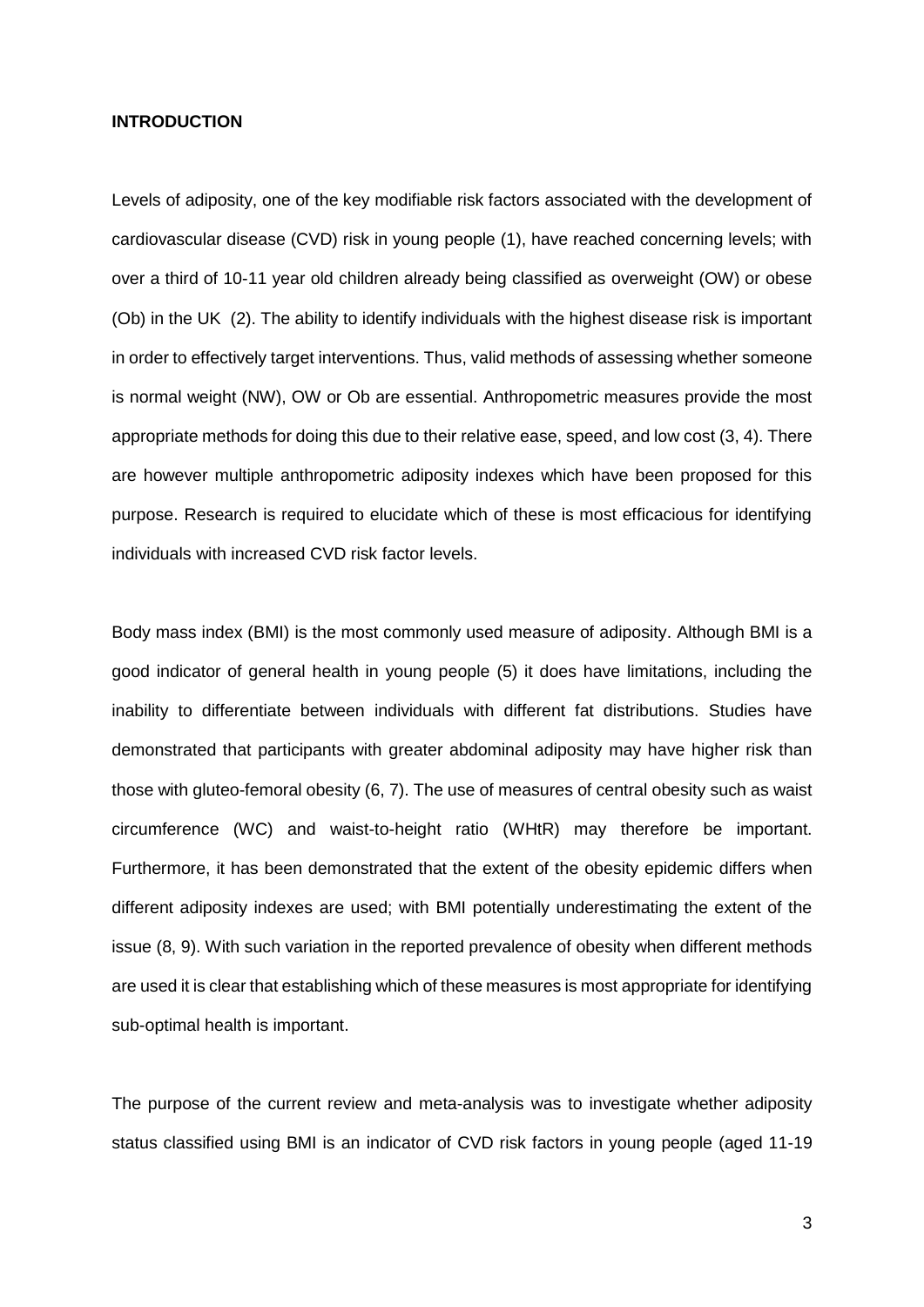## INTRODUCTION

Levels of adiposity, one of the key modifiable risk factors associated with the development of cardiovascular disease (CVD) risk in young people (1), have reached concerning levels; with over a third of 10-11 year old children already being classified as overweight (OW) or obese (Ob) in the UK (2). The ability to identify individuals with the highest disease risk is important in order to effectively target interventions. Thus, valid methods of assessing whether someone is normal weight (NW), OW or Ob are essential. Anthropometric measures provide the most appropriate methods for doing this due to their relative ease, speed, and low cost (3, 4). There are however multiple anthropometric adiposity indexes which have been proposed for this purpose. Research is required to elucidate which of these is most efficacious for identifying individuals with increased CVD risk factor levels.

Body mass index (BMI) is the most commonly used measure of adiposity. Although BMI is a good indicator of general health in young people (5) it does have limitations, including the inability to differentiate between individuals with different fat distributions. Studies have demonstrated that participants with greater abdominal adiposity may have higher risk than those with gluteo-femoral obesity (6, 7). The use of measures of central obesity such as waist circumference (WC) and waist-to-height ratio (WHtR) may therefore be important. Furthermore, it has been demonstrated that the extent of the obesity epidemic differs when different adiposity indexes are used; with BMI potentially underestimating the extent of the issue (8, 9). With such variation in the reported prevalence of obesity when different methods are used it is clear that establishing which of these measures is most appropriate for identifying sub-optimal health is important.

The purpose of the current review and meta-analysis was to investigate whether adiposity status classified using BMI is an indicator of CVD risk factors in young people (aged 11-19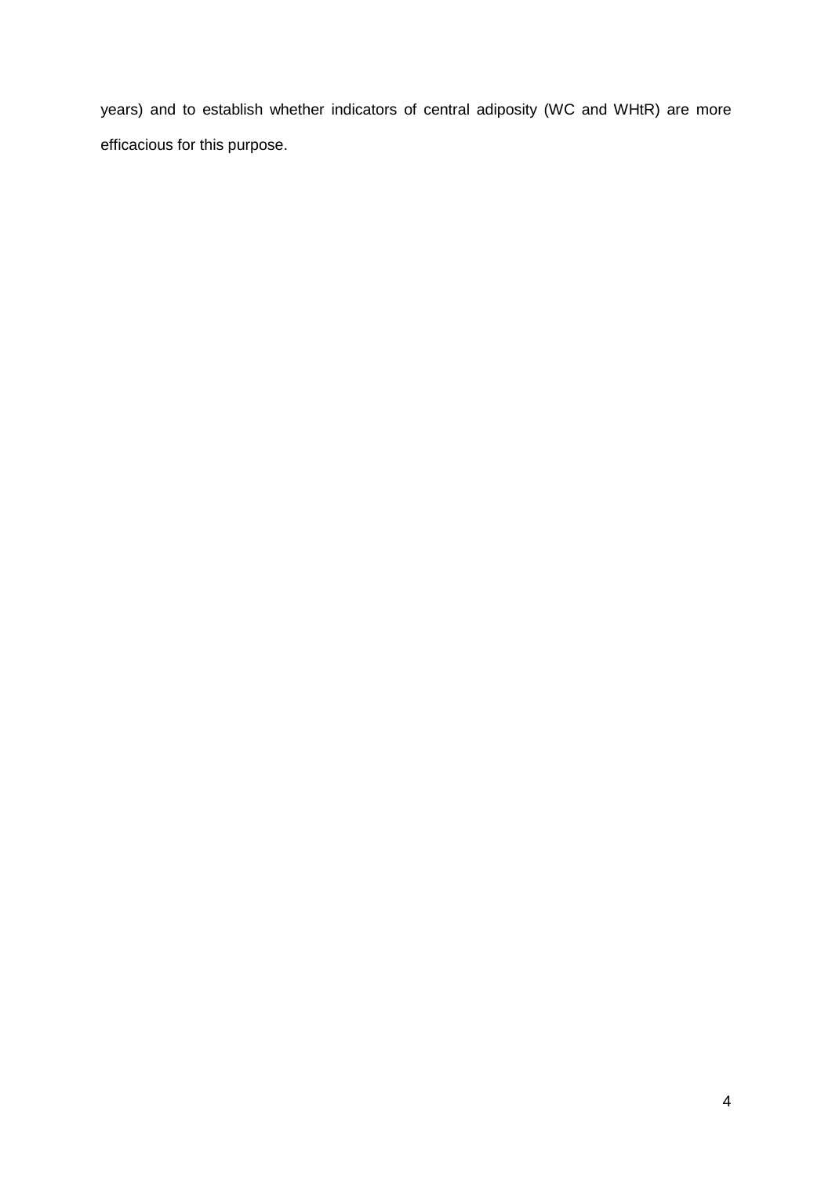years) and to establish whether indicators of central adiposity (WC and WHtR) are more efficacious for this purpose.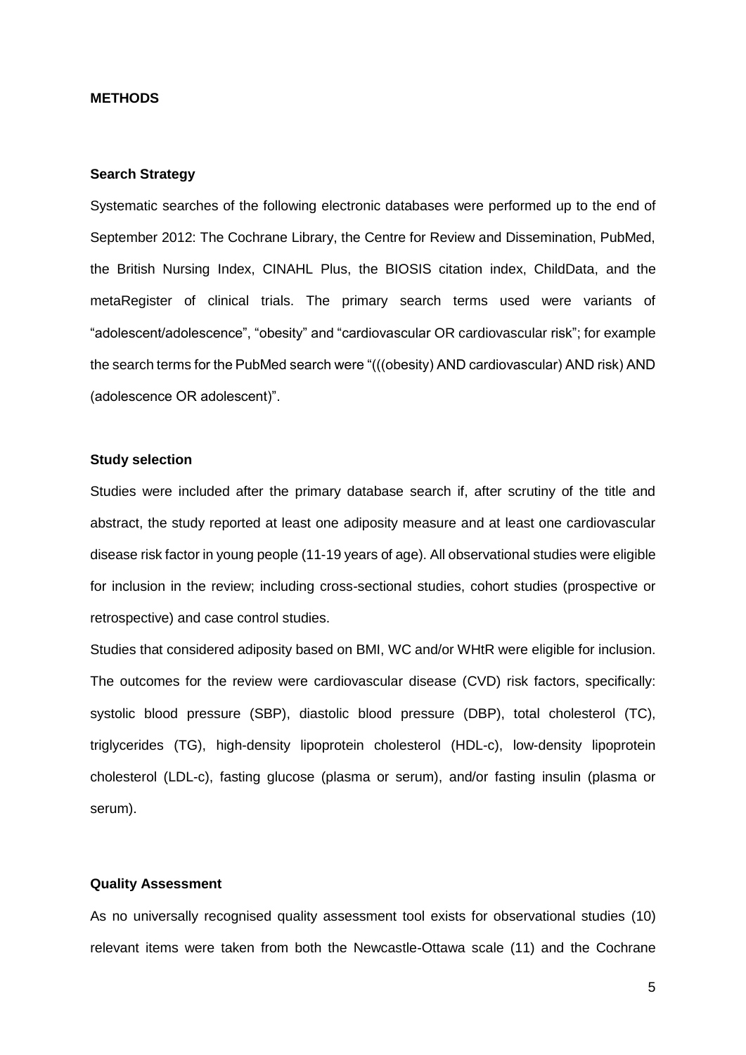## METHODS

### Search Strategy

Systematic searches of the following electronic databases were performed up to the end of September 2012: The Cochrane Library, the Centre for Review and Dissemination, PubMed, the British Nursing Index, CINAHL Plus, the BIOSIS citation index, ChildData, and the metaRegister of clinical trials. The primary search terms used were variants of "adolescent/adolescence", "obesity" and "cardiovascular OR cardiovascular risk"; for example the search terms for the PubMed search were "(((obesity) AND cardiovascular) AND risk) AND (adolescence OR adolescent)".

### Study selection

Studies were included after the primary database search if, after scrutiny of the title and abstract, the study reported at least one adiposity measure and at least one cardiovascular disease risk factor in young people (11-19 years of age). All observational studies were eligible for inclusion in the review; including cross-sectional studies, cohort studies (prospective or retrospective) and case control studies.

Studies that considered adiposity based on BMI, WC and/or WHtR were eligible for inclusion. The outcomes for the review were cardiovascular disease (CVD) risk factors, specifically: systolic blood pressure (SBP), diastolic blood pressure (DBP), total cholesterol (TC), triglycerides (TG), high-density lipoprotein cholesterol (HDL-c), low-density lipoprotein cholesterol (LDL-c), fasting glucose (plasma or serum), and/or fasting insulin (plasma or serum).

### Quality Assessment

As no universally recognised quality assessment tool exists for observational studies (10) relevant items were taken from both the Newcastle-Ottawa scale (11) and the Cochrane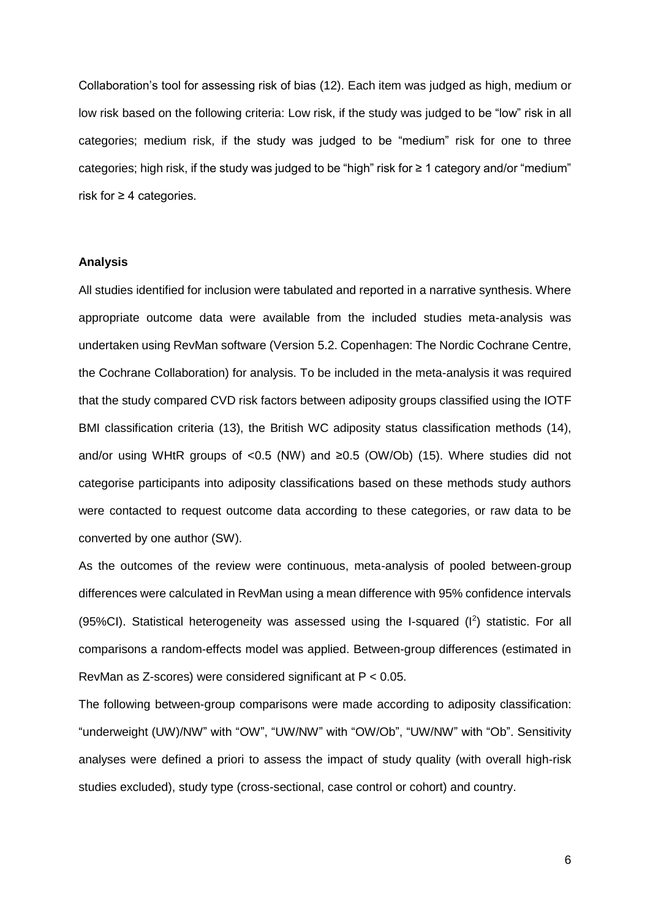Collaboration's tool for assessing risk of bias (12). Each item was judged as high, medium or low risk based on the following criteria: Low risk, if the study was judged to be "low" risk in all categories; medium risk, if the study was judged to be "medium" risk for one to three categories; high risk, if the study was judged to be "high" risk for ≥ 1 category and/or "medium" risk for ≥ 4 categories.

**Analysis**

All studies identified for inclusion were tabulated and reported in a narrative synthesis. Where appropriate outcome data were available from the included studies meta-analysis was undertaken using RevMan software (Version 5.2. Copenhagen: The Nordic Cochrane Centre, the Cochrane Collaboration) for analysis. To be included in the meta-analysis it was required that the study compared CVD risk factors between adiposity groups classified using the IOTF BMI classification criteria (13), the British WC adiposity status classification methods (14), and/or using WHtR groups of <0.5 (NW) and ≥0.5 (OW/Ob) (15). Where studies did not categorise participants into adiposity classifications based on these methods study authors were contacted to request outcome data according to these categories, or raw data to be converted by one author (SW).

As the outcomes of the review were continuous, meta-analysis of pooled between-group differences were calculated in RevMan using a mean difference with 95% confidence intervals (95%CI). Statistical heterogeneity was assessed using the I-squared ($I^2$) statistic. For all comparisons a random-effects model was applied. Between-group differences (estimated in RevMan as Z-scores) were considered significant at $P < 0.05$.

The following between-group comparisons were made according to adiposity classification: "underweight (UW)/NW" with "OW", "UW/NW" with "OW/Ob", "UW/NW" with "Ob". Sensitivity analyses were defined a priori to assess the impact of study quality (with overall high-risk studies excluded), study type (cross-sectional, case control or cohort) and country.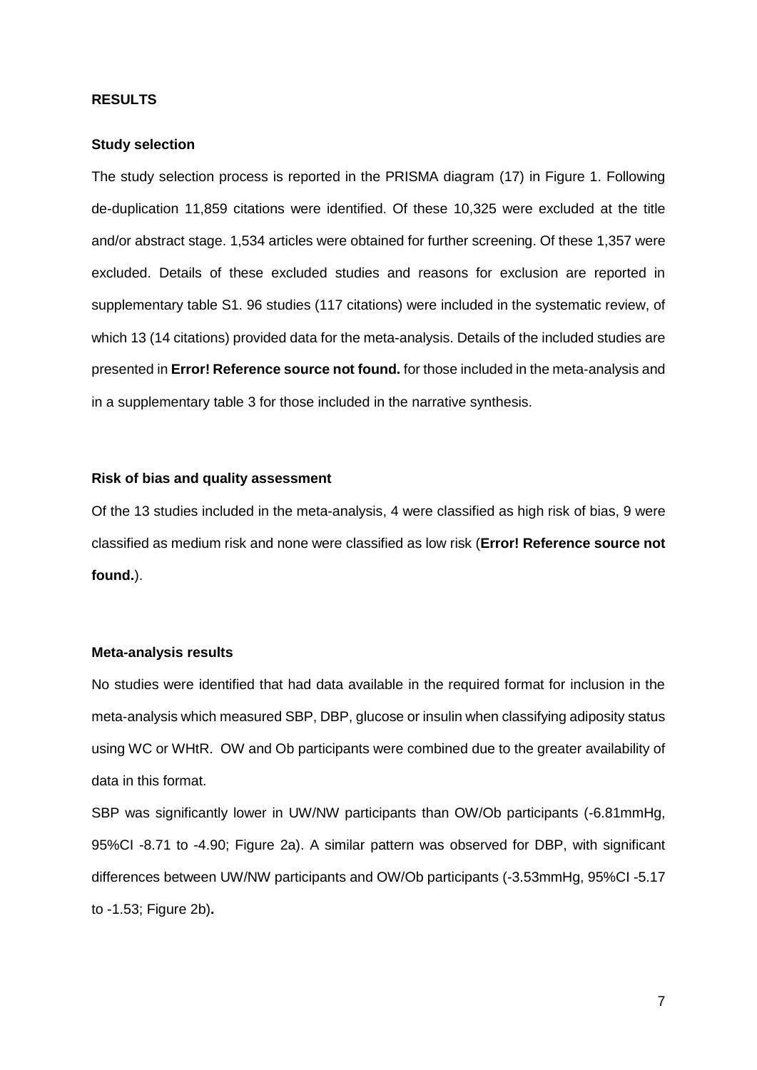## RESULTS

### Study selection

The study selection process is reported in the PRISMA diagram (17) in Figure 1. Following de-duplication 11,859 citations were identified. Of these 10,325 were excluded at the title and/or abstract stage. 1,534 articles were obtained for further screening. Of these 1,357 were excluded. Details of these excluded studies and reasons for exclusion are reported in supplementary table S1. 96 studies (117 citations) were included in the systematic review, of which 13 (14 citations) provided data for the meta-analysis. Details of the included studies are presented in **Error! Reference source not found.** for those included in the meta-analysis and in a supplementary table 3 for those included in the narrative synthesis.

### Risk of bias and quality assessment

Of the 13 studies included in the meta-analysis, 4 were classified as high risk of bias, 9 were classified as medium risk and none were classified as low risk (**Error! Reference source not found.**).

### Meta-analysis results

No studies were identified that had data available in the required format for inclusion in the meta-analysis which measured SBP, DBP, glucose or insulin when classifying adiposity status using WC or WHtR. OW and Ob participants were combined due to the greater availability of data in this format.

SBP was significantly lower in UW/NW participants than OW/Ob participants (-6.81mmHg, 95%CI -8.71 to -4.90; Figure 2a). A similar pattern was observed for DBP, with significant differences between UW/NW participants and OW/Ob participants (-3.53mmHg, 95%CI -5.17 to -1.53; Figure 2b).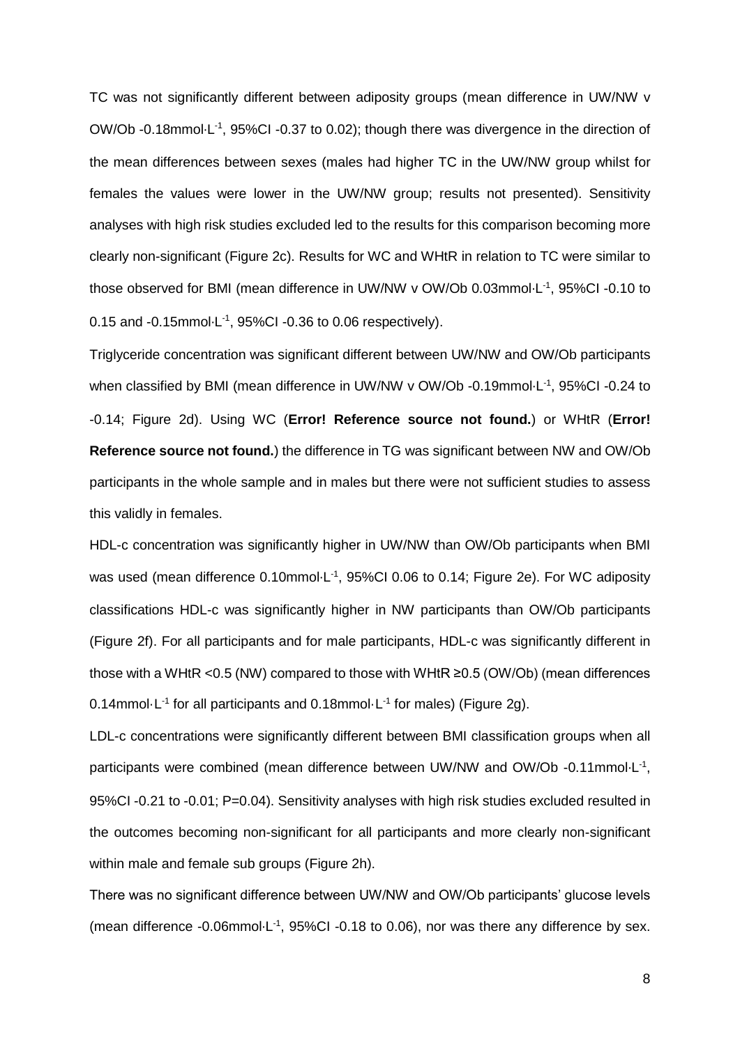TC was not significantly different between adiposity groups (mean difference in UW/NW v OW/Ob -0.18mmol·L$^{-1}$, 95%CI -0.37 to 0.02); though there was divergence in the direction of the mean differences between sexes (males had higher TC in the UW/NW group whilst for females the values were lower in the UW/NW group; results not presented). Sensitivity analyses with high risk studies excluded led to the results for this comparison becoming more clearly non-significant (Figure 2c). Results for WC and WHtR in relation to TC were similar to those observed for BMI (mean difference in UW/NW v OW/Ob 0.03mmol·L$^{-1}$, 95%CI -0.10 to 0.15 and -0.15mmol·L$^{-1}$, 95%CI -0.36 to 0.06 respectively).

Triglyceride concentration was significant different between UW/NW and OW/Ob participants when classified by BMI (mean difference in UW/NW v OW/Ob -0.19mmol·L$^{-1}$, 95%CI -0.24 to -0.14; Figure 2d). Using WC (**Error! Reference source not found.**) or WHtR (**Error! Reference source not found.**) the difference in TG was significant between NW and OW/Ob participants in the whole sample and in males but there were not sufficient studies to assess this validly in females.

HDL-c concentration was significantly higher in UW/NW than OW/Ob participants when BMI was used (mean difference 0.10mmol·L$^{-1}$, 95%CI 0.06 to 0.14; Figure 2e). For WC adiposity classifications HDL-c was significantly higher in NW participants than OW/Ob participants (Figure 2f). For all participants and for male participants, HDL-c was significantly different in those with a WHtR <0.5 (NW) compared to those with WHtR ≥0.5 (OW/Ob) (mean differences 0.14mmol·L$^{-1}$ for all participants and 0.18mmol·L$^{-1}$ for males) (Figure 2g).

LDL-c concentrations were significantly different between BMI classification groups when all participants were combined (mean difference between UW/NW and OW/Ob -0.11mmol·L$^{-1}$, 95%CI -0.21 to -0.01; P=0.04). Sensitivity analyses with high risk studies excluded resulted in the outcomes becoming non-significant for all participants and more clearly non-significant within male and female sub groups (Figure 2h).

There was no significant difference between UW/NW and OW/Ob participants' glucose levels (mean difference -0.06mmol·L$^{-1}$, 95%CI -0.18 to 0.06), nor was there any difference by sex.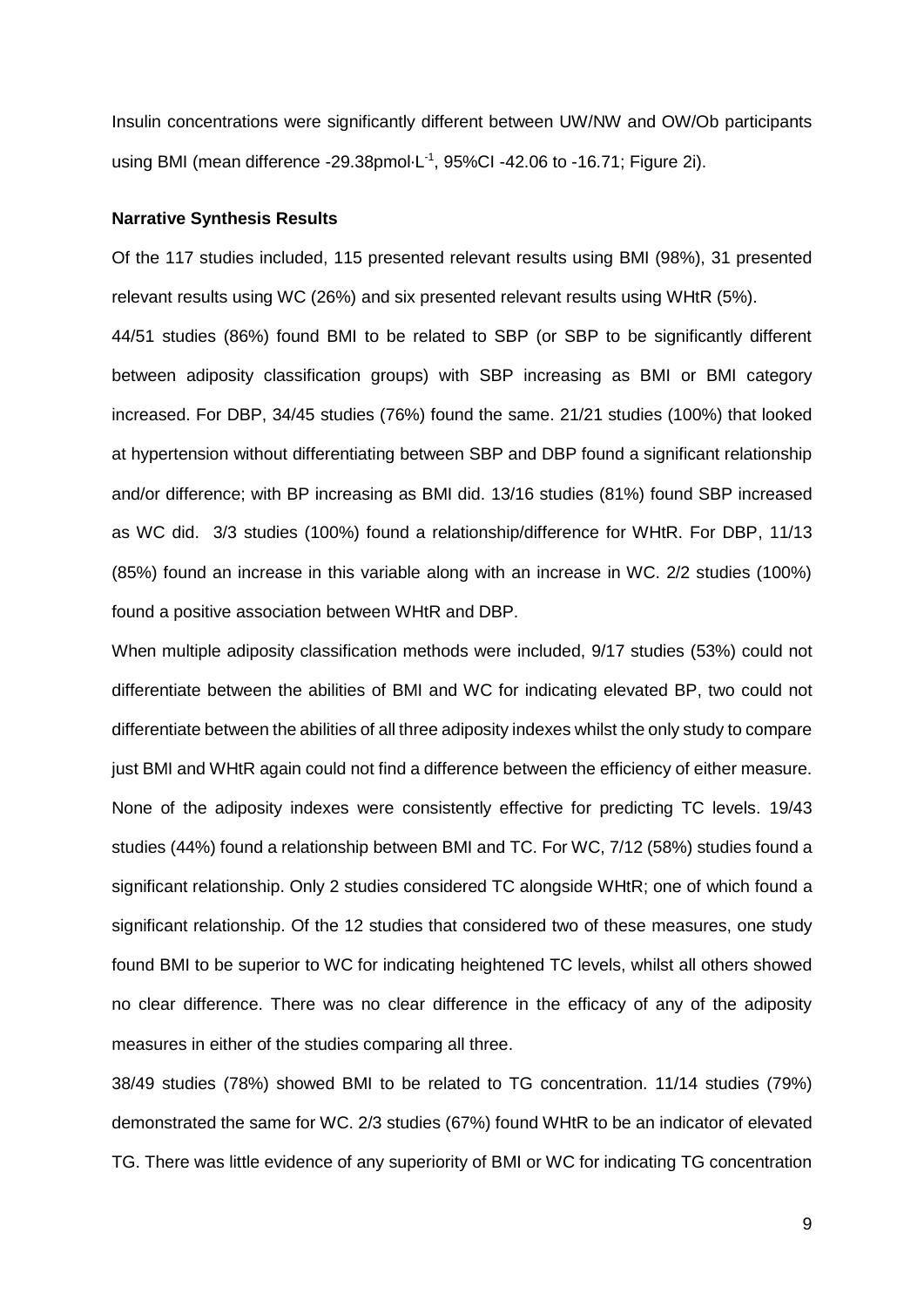Insulin concentrations were significantly different between UW/NW and OW/Ob participants using BMI (mean difference -29.38pmol·L$^{-1}$, 95%CI -42.06 to -16.71; Figure 2i).

**Narrative Synthesis Results**

Of the 117 studies included, 115 presented relevant results using BMI (98%), 31 presented relevant results using WC (26%) and six presented relevant results using WHtR (5%).

44/51 studies (86%) found BMI to be related to SBP (or SBP to be significantly different between adiposity classification groups) with SBP increasing as BMI or BMI category increased. For DBP, 34/45 studies (76%) found the same. 21/21 studies (100%) that looked at hypertension without differentiating between SBP and DBP found a significant relationship and/or difference; with BP increasing as BMI did. 13/16 studies (81%) found SBP increased as WC did. 3/3 studies (100%) found a relationship/difference for WHtR. For DBP, 11/13 (85%) found an increase in this variable along with an increase in WC. 2/2 studies (100%) found a positive association between WHtR and DBP.

When multiple adiposity classification methods were included, 9/17 studies (53%) could not differentiate between the abilities of BMI and WC for indicating elevated BP, two could not differentiate between the abilities of all three adiposity indexes whilst the only study to compare just BMI and WHtR again could not find a difference between the efficiency of either measure.

None of the adiposity indexes were consistently effective for predicting TC levels. 19/43 studies (44%) found a relationship between BMI and TC. For WC, 7/12 (58%) studies found a significant relationship. Only 2 studies considered TC alongside WHtR; one of which found a significant relationship. Of the 12 studies that considered two of these measures, one study found BMI to be superior to WC for indicating heightened TC levels, whilst all others showed no clear difference. There was no clear difference in the efficacy of any of the adiposity measures in either of the studies comparing all three.

38/49 studies (78%) showed BMI to be related to TG concentration. 11/14 studies (79%) demonstrated the same for WC. 2/3 studies (67%) found WHtR to be an indicator of elevated TG. There was little evidence of any superiority of BMI or WC for indicating TG concentration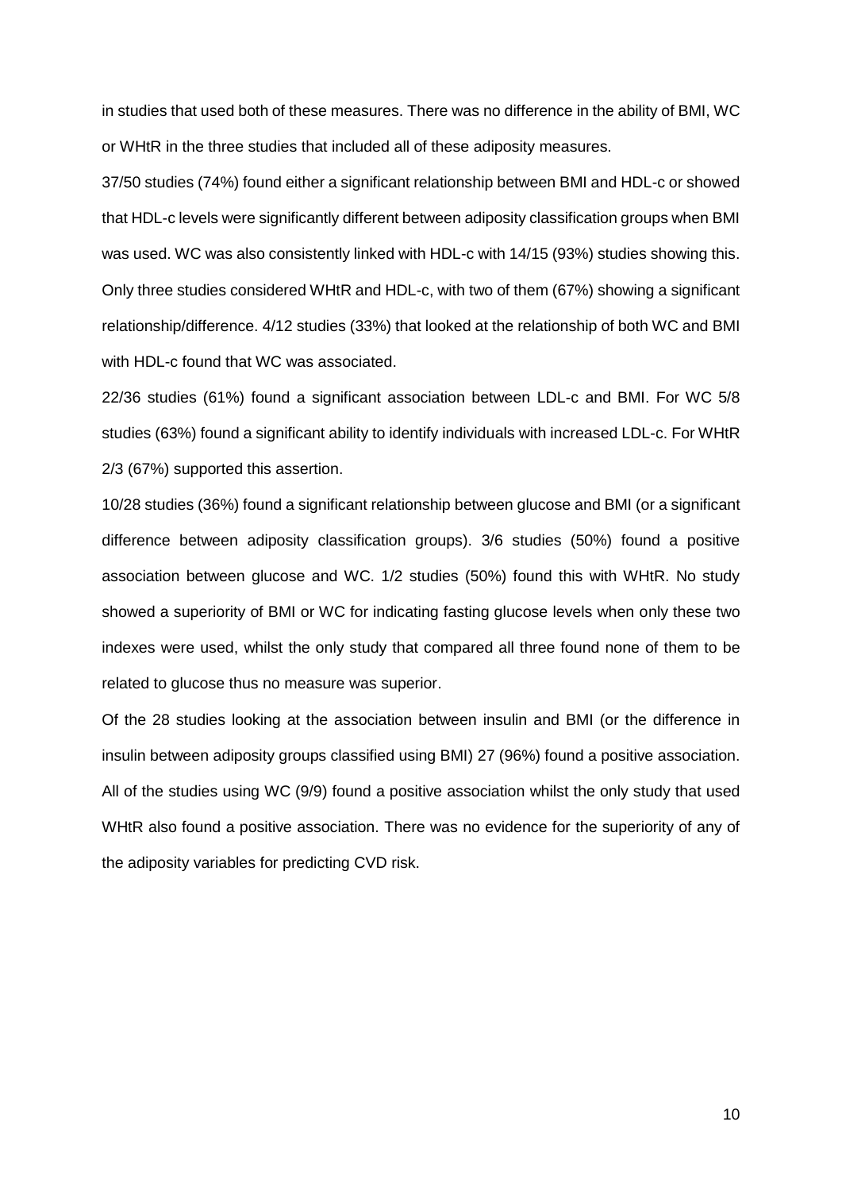in studies that used both of these measures. There was no difference in the ability of BMI, WC or WHtR in the three studies that included all of these adiposity measures.

37/50 studies (74%) found either a significant relationship between BMI and HDL-c or showed that HDL-c levels were significantly different between adiposity classification groups when BMI was used. WC was also consistently linked with HDL-c with 14/15 (93%) studies showing this. Only three studies considered WHtR and HDL-c, with two of them (67%) showing a significant relationship/difference. 4/12 studies (33%) that looked at the relationship of both WC and BMI with HDL-c found that WC was associated.

22/36 studies (61%) found a significant association between LDL-c and BMI. For WC 5/8 studies (63%) found a significant ability to identify individuals with increased LDL-c. For WHtR 2/3 (67%) supported this assertion.

10/28 studies (36%) found a significant relationship between glucose and BMI (or a significant difference between adiposity classification groups). 3/6 studies (50%) found a positive association between glucose and WC. 1/2 studies (50%) found this with WHtR. No study showed a superiority of BMI or WC for indicating fasting glucose levels when only these two indexes were used, whilst the only study that compared all three found none of them to be related to glucose thus no measure was superior.

Of the 28 studies looking at the association between insulin and BMI (or the difference in insulin between adiposity groups classified using BMI) 27 (96%) found a positive association. All of the studies using WC (9/9) found a positive association whilst the only study that used WHtR also found a positive association. There was no evidence for the superiority of any of the adiposity variables for predicting CVD risk.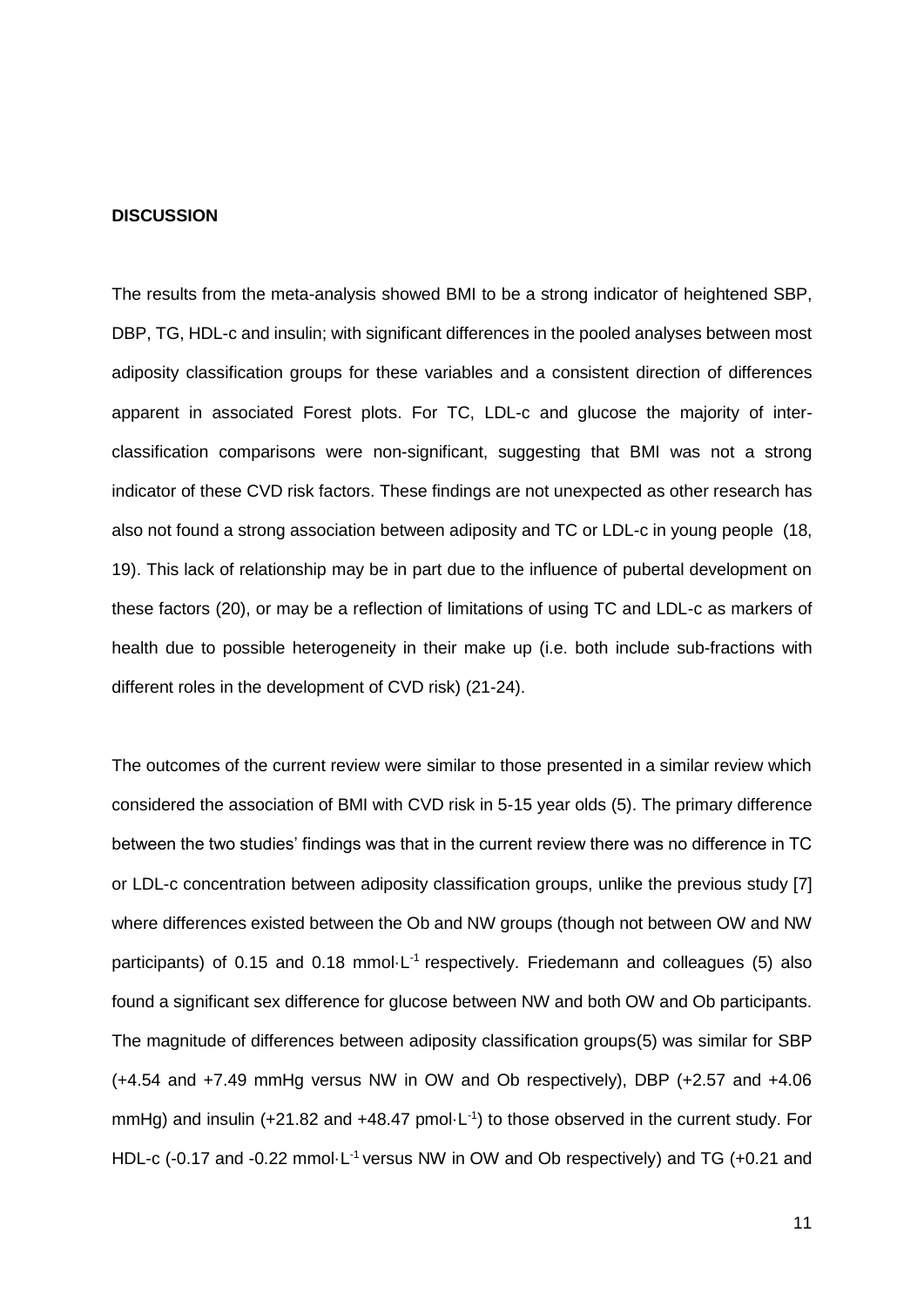**DISCUSSION**

The results from the meta-analysis showed BMI to be a strong indicator of heightened SBP, DBP, TG, HDL-c and insulin; with significant differences in the pooled analyses between most adiposity classification groups for these variables and a consistent direction of differences apparent in associated Forest plots. For TC, LDL-c and glucose the majority of inter-classification comparisons were non-significant, suggesting that BMI was not a strong indicator of these CVD risk factors. These findings are not unexpected as other research has also not found a strong association between adiposity and TC or LDL-c in young people (18, 19). This lack of relationship may be in part due to the influence of pubertal development on these factors (20), or may be a reflection of limitations of using TC and LDL-c as markers of health due to possible heterogeneity in their make up (i.e. both include sub-fractions with different roles in the development of CVD risk) (21-24).

The outcomes of the current review were similar to those presented in a similar review which considered the association of BMI with CVD risk in 5-15 year olds (5). The primary difference between the two studies' findings was that in the current review there was no difference in TC or LDL-c concentration between adiposity classification groups, unlike the previous study [7] where differences existed between the Ob and NW groups (though not between OW and NW participants) of 0.15 and 0.18 mmol·L$^{-1}$ respectively. Friedemann and colleagues (5) also found a significant sex difference for glucose between NW and both OW and Ob participants. The magnitude of differences between adiposity classification groups(5) was similar for SBP (+4.54 and +7.49 mmHg versus NW in OW and Ob respectively), DBP (+2.57 and +4.06 mmHg) and insulin (+21.82 and +48.47 pmol·L$^{-1}$) to those observed in the current study. For HDL-c (-0.17 and -0.22 mmol·L$^{-1}$ versus NW in OW and Ob respectively) and TG (+0.21 and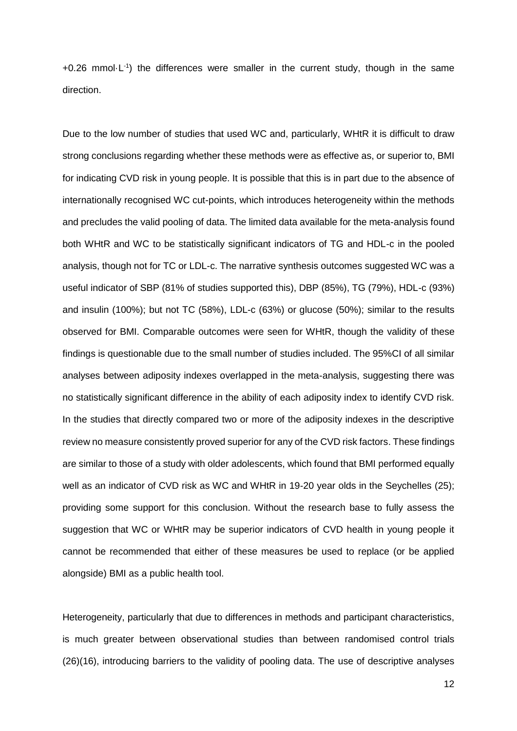+0.26 mmol·L$^{-1}$) the differences were smaller in the current study, though in the same direction.

Due to the low number of studies that used WC and, particularly, WHtR it is difficult to draw strong conclusions regarding whether these methods were as effective as, or superior to, BMI for indicating CVD risk in young people. It is possible that this is in part due to the absence of internationally recognised WC cut-points, which introduces heterogeneity within the methods and precludes the valid pooling of data. The limited data available for the meta-analysis found both WHtR and WC to be statistically significant indicators of TG and HDL-c in the pooled analysis, though not for TC or LDL-c. The narrative synthesis outcomes suggested WC was a useful indicator of SBP (81% of studies supported this), DBP (85%), TG (79%), HDL-c (93%) and insulin (100%); but not TC (58%), LDL-c (63%) or glucose (50%); similar to the results observed for BMI. Comparable outcomes were seen for WHtR, though the validity of these findings is questionable due to the small number of studies included. The 95%CI of all similar analyses between adiposity indexes overlapped in the meta-analysis, suggesting there was no statistically significant difference in the ability of each adiposity index to identify CVD risk. In the studies that directly compared two or more of the adiposity indexes in the descriptive review no measure consistently proved superior for any of the CVD risk factors. These findings are similar to those of a study with older adolescents, which found that BMI performed equally well as an indicator of CVD risk as WC and WHtR in 19-20 year olds in the Seychelles (25); providing some support for this conclusion. Without the research base to fully assess the suggestion that WC or WHtR may be superior indicators of CVD health in young people it cannot be recommended that either of these measures be used to replace (or be applied alongside) BMI as a public health tool.

Heterogeneity, particularly that due to differences in methods and participant characteristics, is much greater between observational studies than between randomised control trials (26)(16), introducing barriers to the validity of pooling data. The use of descriptive analyses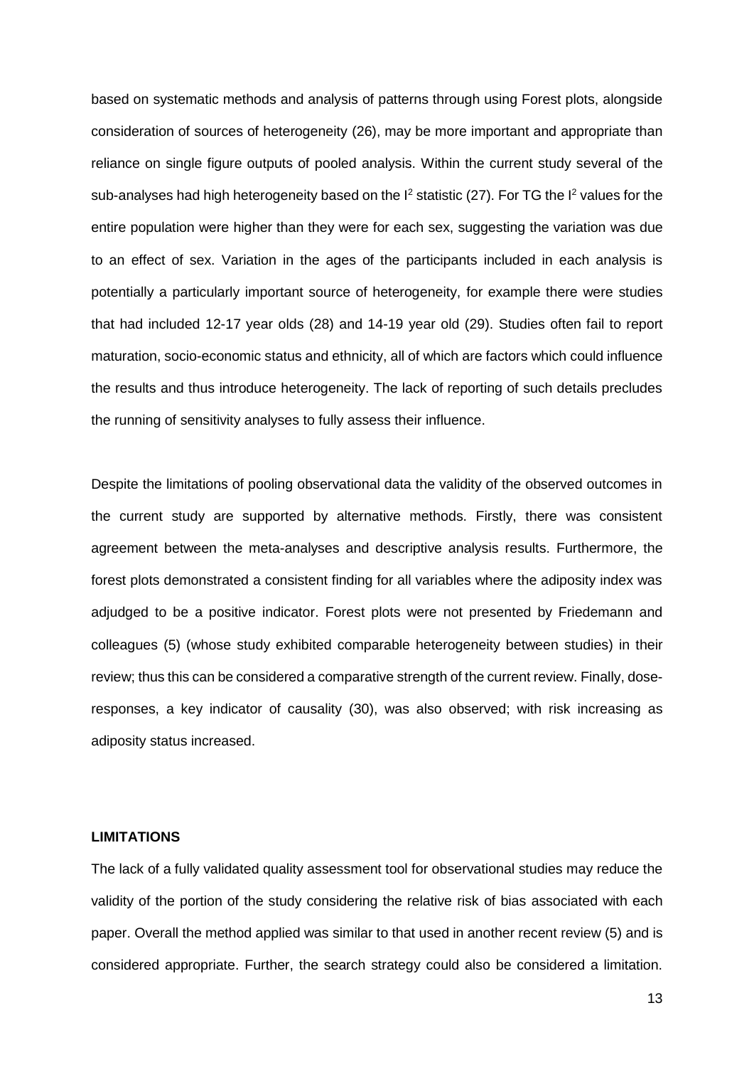based on systematic methods and analysis of patterns through using Forest plots, alongside consideration of sources of heterogeneity (26), may be more important and appropriate than reliance on single figure outputs of pooled analysis. Within the current study several of the sub-analyses had high heterogeneity based on the $I^2$ statistic (27). For TG the $I^2$ values for the entire population were higher than they were for each sex, suggesting the variation was due to an effect of sex. Variation in the ages of the participants included in each analysis is potentially a particularly important source of heterogeneity, for example there were studies that had included 12-17 year olds (28) and 14-19 year old (29). Studies often fail to report maturation, socio-economic status and ethnicity, all of which are factors which could influence the results and thus introduce heterogeneity. The lack of reporting of such details precludes the running of sensitivity analyses to fully assess their influence.

Despite the limitations of pooling observational data the validity of the observed outcomes in the current study are supported by alternative methods. Firstly, there was consistent agreement between the meta-analyses and descriptive analysis results. Furthermore, the forest plots demonstrated a consistent finding for all variables where the adiposity index was adjudged to be a positive indicator. Forest plots were not presented by Friedemann and colleagues (5) (whose study exhibited comparable heterogeneity between studies) in their review; thus this can be considered a comparative strength of the current review. Finally, dose-responses, a key indicator of causality (30), was also observed; with risk increasing as adiposity status increased.

## LIMITATIONS

The lack of a fully validated quality assessment tool for observational studies may reduce the validity of the portion of the study considering the relative risk of bias associated with each paper. Overall the method applied was similar to that used in another recent review (5) and is considered appropriate. Further, the search strategy could also be considered a limitation.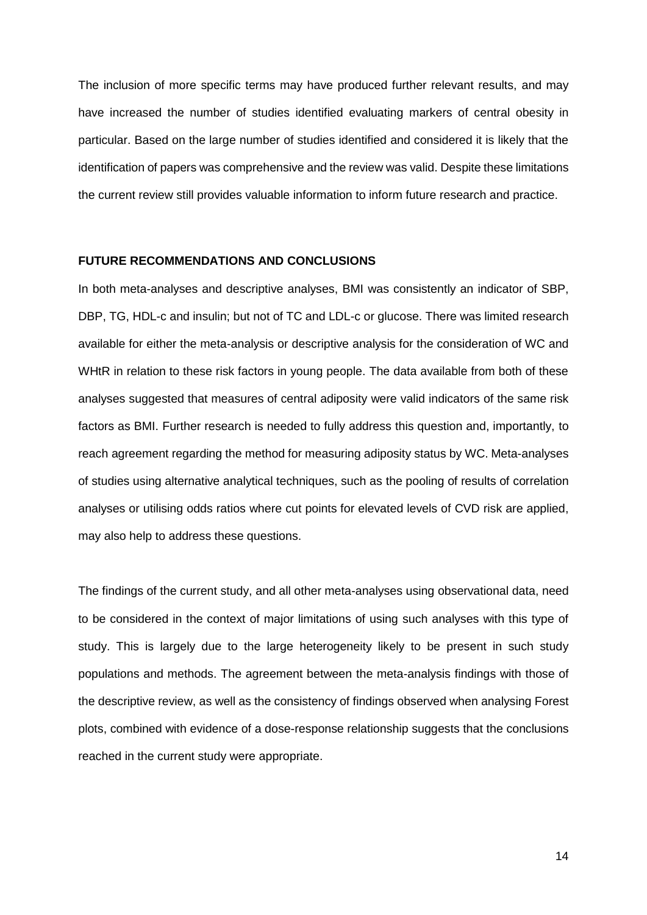The inclusion of more specific terms may have produced further relevant results, and may have increased the number of studies identified evaluating markers of central obesity in particular. Based on the large number of studies identified and considered it is likely that the identification of papers was comprehensive and the review was valid. Despite these limitations the current review still provides valuable information to inform future research and practice.

## FUTURE RECOMMENDATIONS AND CONCLUSIONS

In both meta-analyses and descriptive analyses, BMI was consistently an indicator of SBP, DBP, TG, HDL-c and insulin; but not of TC and LDL-c or glucose. There was limited research available for either the meta-analysis or descriptive analysis for the consideration of WC and WHtR in relation to these risk factors in young people. The data available from both of these analyses suggested that measures of central adiposity were valid indicators of the same risk factors as BMI. Further research is needed to fully address this question and, importantly, to reach agreement regarding the method for measuring adiposity status by WC. Meta-analyses of studies using alternative analytical techniques, such as the pooling of results of correlation analyses or utilising odds ratios where cut points for elevated levels of CVD risk are applied, may also help to address these questions.

The findings of the current study, and all other meta-analyses using observational data, need to be considered in the context of major limitations of using such analyses with this type of study. This is largely due to the large heterogeneity likely to be present in such study populations and methods. The agreement between the meta-analysis findings with those of the descriptive review, as well as the consistency of findings observed when analysing Forest plots, combined with evidence of a dose-response relationship suggests that the conclusions reached in the current study were appropriate.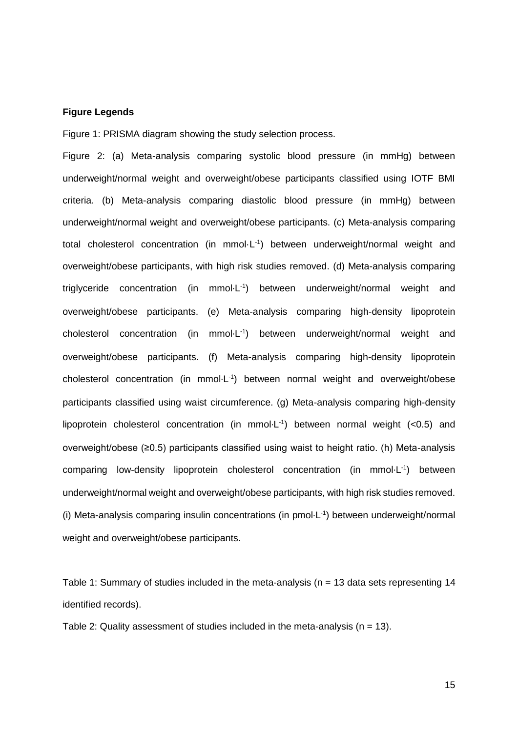**Figure Legends**

Figure 1: PRISMA diagram showing the study selection process.

Figure 2: (a) Meta-analysis comparing systolic blood pressure (in mmHg) between underweight/normal weight and overweight/obese participants classified using IOTF BMI criteria. (b) Meta-analysis comparing diastolic blood pressure (in mmHg) between underweight/normal weight and overweight/obese participants. (c) Meta-analysis comparing total cholesterol concentration (in mmol·L$^{-1}$) between underweight/normal weight and overweight/obese participants, with high risk studies removed. (d) Meta-analysis comparing triglyceride concentration (in mmol·L$^{-1}$) between underweight/normal weight and overweight/obese participants. (e) Meta-analysis comparing high-density lipoprotein cholesterol concentration (in mmol·L$^{-1}$) between underweight/normal weight and overweight/obese participants. (f) Meta-analysis comparing high-density lipoprotein cholesterol concentration (in mmol·L$^{-1}$) between normal weight and overweight/obese participants classified using waist circumference. (g) Meta-analysis comparing high-density lipoprotein cholesterol concentration (in mmol·L$^{-1}$) between normal weight (<0.5) and overweight/obese (≥0.5) participants classified using waist to height ratio. (h) Meta-analysis comparing low-density lipoprotein cholesterol concentration (in mmol·L$^{-1}$) between underweight/normal weight and overweight/obese participants, with high risk studies removed. (i) Meta-analysis comparing insulin concentrations (in pmol·L$^{-1}$) between underweight/normal weight and overweight/obese participants.

Table 1: Summary of studies included in the meta-analysis (n = 13 data sets representing 14 identified records).

Table 2: Quality assessment of studies included in the meta-analysis (n = 13).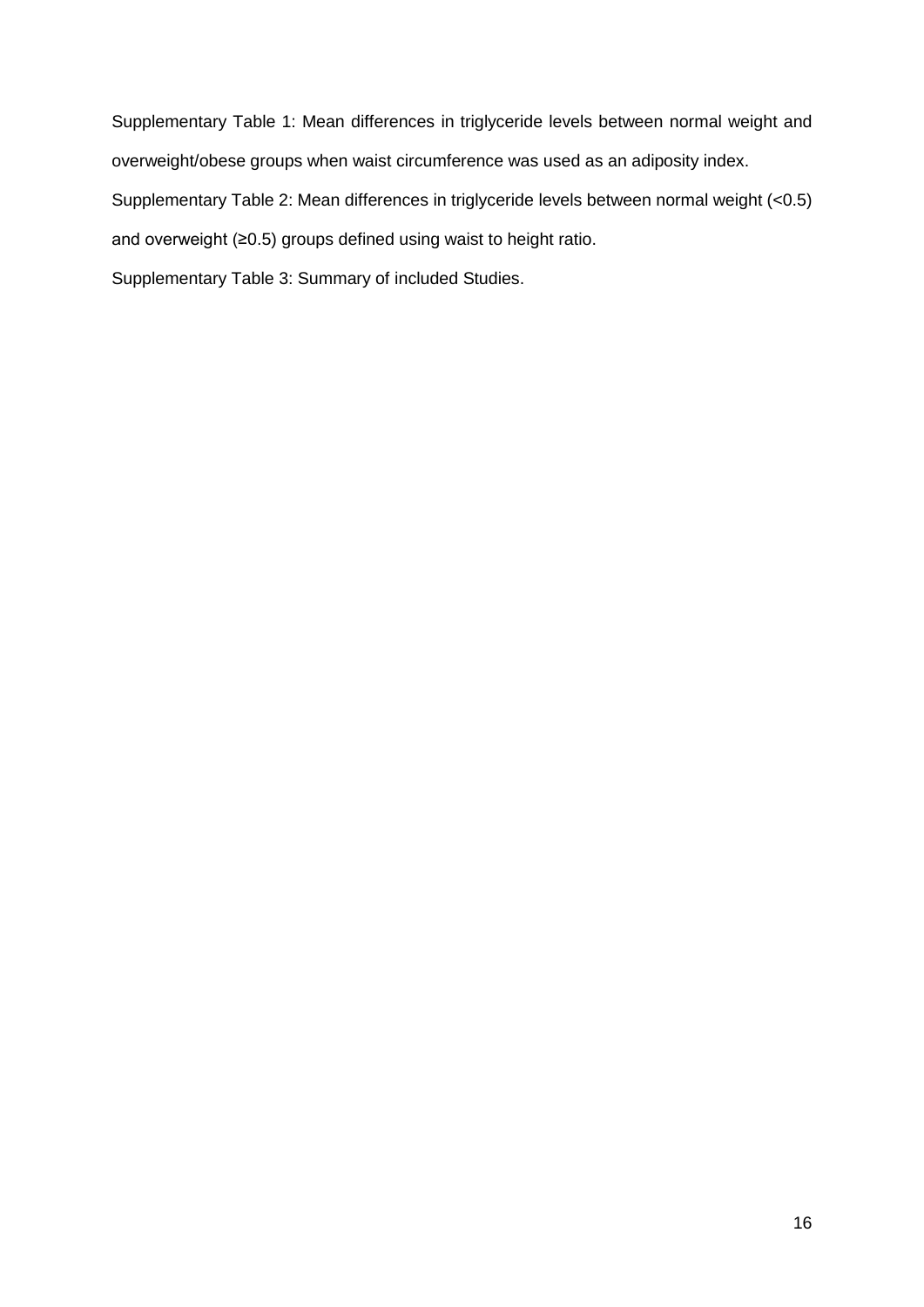Supplementary Table 1: Mean differences in triglyceride levels between normal weight and overweight/obese groups when waist circumference was used as an adiposity index.

Supplementary Table 2: Mean differences in triglyceride levels between normal weight (<0.5) and overweight (≥0.5) groups defined using waist to height ratio.

Supplementary Table 3: Summary of included Studies.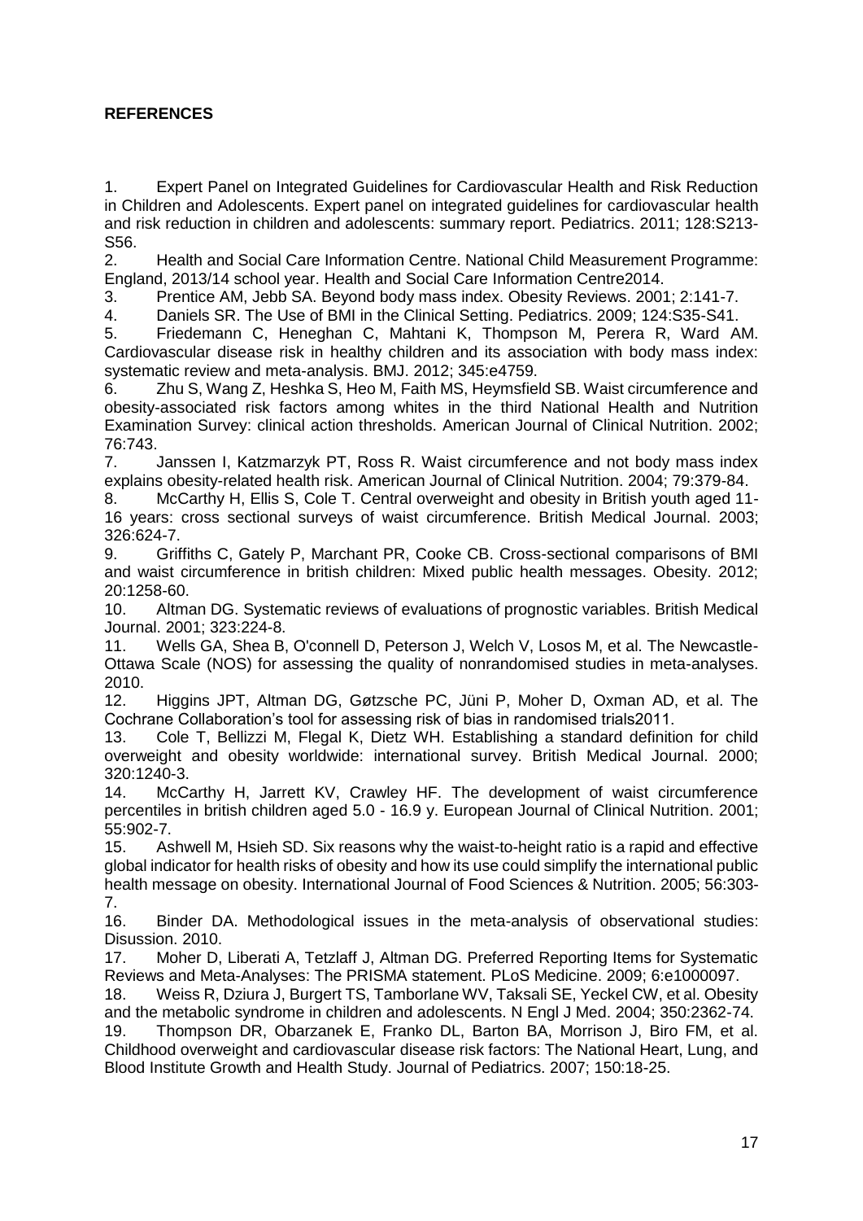**REFERENCES**

1. Expert Panel on Integrated Guidelines for Cardiovascular Health and Risk Reduction in Children and Adolescents. Expert panel on integrated guidelines for cardiovascular health and risk reduction in children and adolescents: summary report. Pediatrics. 2011; 128:S213-S56.
2. Health and Social Care Information Centre. National Child Measurement Programme: England, 2013/14 school year. Health and Social Care Information Centre2014.
3. Prentice AM, Jebb SA. Beyond body mass index. Obesity Reviews. 2001; 2:141-7.
4. Daniels SR. The Use of BMI in the Clinical Setting. Pediatrics. 2009; 124:S35-S41.
5. Friedemann C, Heneghan C, Mahtani K, Thompson M, Perera R, Ward AM. Cardiovascular disease risk in healthy children and its association with body mass index: systematic review and meta-analysis. BMJ. 2012; 345:e4759.
6. Zhu S, Wang Z, Heshka S, Heo M, Faith MS, Heymsfield SB. Waist circumference and obesity-associated risk factors among whites in the third National Health and Nutrition Examination Survey: clinical action thresholds. American Journal of Clinical Nutrition. 2002; 76:743.
7. Janssen I, Katzmarzyk PT, Ross R. Waist circumference and not body mass index explains obesity-related health risk. American Journal of Clinical Nutrition. 2004; 79:379-84.
8. McCarthy H, Ellis S, Cole T. Central overweight and obesity in British youth aged 11-16 years: cross sectional surveys of waist circumference. British Medical Journal. 2003; 326:624-7.
9. Griffiths C, Gately P, Marchant PR, Cooke CB. Cross-sectional comparisons of BMI and waist circumference in british children: Mixed public health messages. Obesity. 2012; 20:1258-60.
10. Altman DG. Systematic reviews of evaluations of prognostic variables. British Medical Journal. 2001; 323:224-8.
11. Wells GA, Shea B, O'connell D, Peterson J, Welch V, Losos M, et al. The Newcastle-Ottawa Scale (NOS) for assessing the quality of nonrandomised studies in meta-analyses. 2010.
12. Higgins JPT, Altman DG, Gøtzsche PC, Jüni P, Moher D, Oxman AD, et al. The Cochrane Collaboration's tool for assessing risk of bias in randomised trials2011.
13. Cole T, Bellizzi M, Flegal K, Dietz WH. Establishing a standard definition for child overweight and obesity worldwide: international survey. British Medical Journal. 2000; 320:1240-3.
14. McCarthy H, Jarrett KV, Crawley HF. The development of waist circumference percentiles in british children aged 5.0 - 16.9 y. European Journal of Clinical Nutrition. 2001; 55:902-7.
15. Ashwell M, Hsieh SD. Six reasons why the waist-to-height ratio is a rapid and effective global indicator for health risks of obesity and how its use could simplify the international public health message on obesity. International Journal of Food Sciences & Nutrition. 2005; 56:303-7.
16. Binder DA. Methodological issues in the meta-analysis of observational studies: Disussion. 2010.
17. Moher D, Liberati A, Tetzlaff J, Altman DG. Preferred Reporting Items for Systematic Reviews and Meta-Analyses: The PRISMA statement. PLoS Medicine. 2009; 6:e1000097.
18. Weiss R, Dziura J, Burgert TS, Tamborlane WV, Taksali SE, Yeckel CW, et al. Obesity and the metabolic syndrome in children and adolescents. N Engl J Med. 2004; 350:2362-74.
19. Thompson DR, Obarzanek E, Franko DL, Barton BA, Morrison J, Biro FM, et al. Childhood overweight and cardiovascular disease risk factors: The National Heart, Lung, and Blood Institute Growth and Health Study. Journal of Pediatrics. 2007; 150:18-25.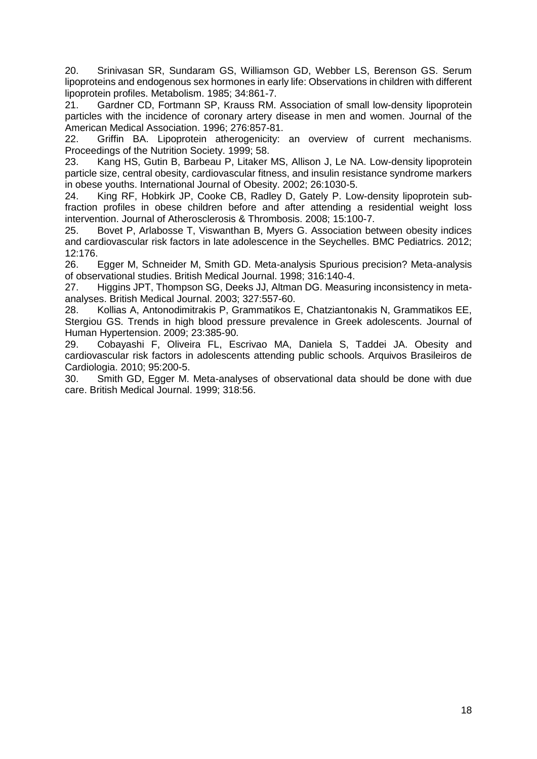20. Srinivasan SR, Sundaram GS, Williamson GD, Webber LS, Berenson GS. Serum lipoproteins and endogenous sex hormones in early life: Observations in children with different lipoprotein profiles. Metabolism. 1985; 34:861-7.

21. Gardner CD, Fortmann SP, Krauss RM. Association of small low-density lipoprotein particles with the incidence of coronary artery disease in men and women. Journal of the American Medical Association. 1996; 276:857-81.

22. Griffin BA. Lipoprotein atherogenicity: an overview of current mechanisms. Proceedings of the Nutrition Society. 1999; 58.

23. Kang HS, Gutin B, Barbeau P, Litaker MS, Allison J, Le NA. Low-density lipoprotein particle size, central obesity, cardiovascular fitness, and insulin resistance syndrome markers in obese youths. International Journal of Obesity. 2002; 26:1030-5.

24. King RF, Hobkirk JP, Cooke CB, Radley D, Gately P. Low-density lipoprotein sub-fraction profiles in obese children before and after attending a residential weight loss intervention. Journal of Atherosclerosis & Thrombosis. 2008; 15:100-7.

25. Bovet P, Arlabosse T, Viswanthan B, Myers G. Association between obesity indices and cardiovascular risk factors in late adolescence in the Seychelles. BMC Pediatrics. 2012; 12:176.

26. Egger M, Schneider M, Smith GD. Meta-analysis Spurious precision? Meta-analysis of observational studies. British Medical Journal. 1998; 316:140-4.

27. Higgins JPT, Thompson SG, Deeks JJ, Altman DG. Measuring inconsistency in meta-analyses. British Medical Journal. 2003; 327:557-60.

28. Kollias A, Antonodimitrakis P, Grammatikos E, Chatziantonakis N, Grammatikos EE, Stergiou GS. Trends in high blood pressure prevalence in Greek adolescents. Journal of Human Hypertension. 2009; 23:385-90.

29. Cobayashi F, Oliveira FL, Escrivao MA, Daniela S, Taddei JA. Obesity and cardiovascular risk factors in adolescents attending public schools. Arquivos Brasileiros de Cardiologia. 2010; 95:200-5.

30. Smith GD, Egger M. Meta-analyses of observational data should be done with due care. British Medical Journal. 1999; 318:56.